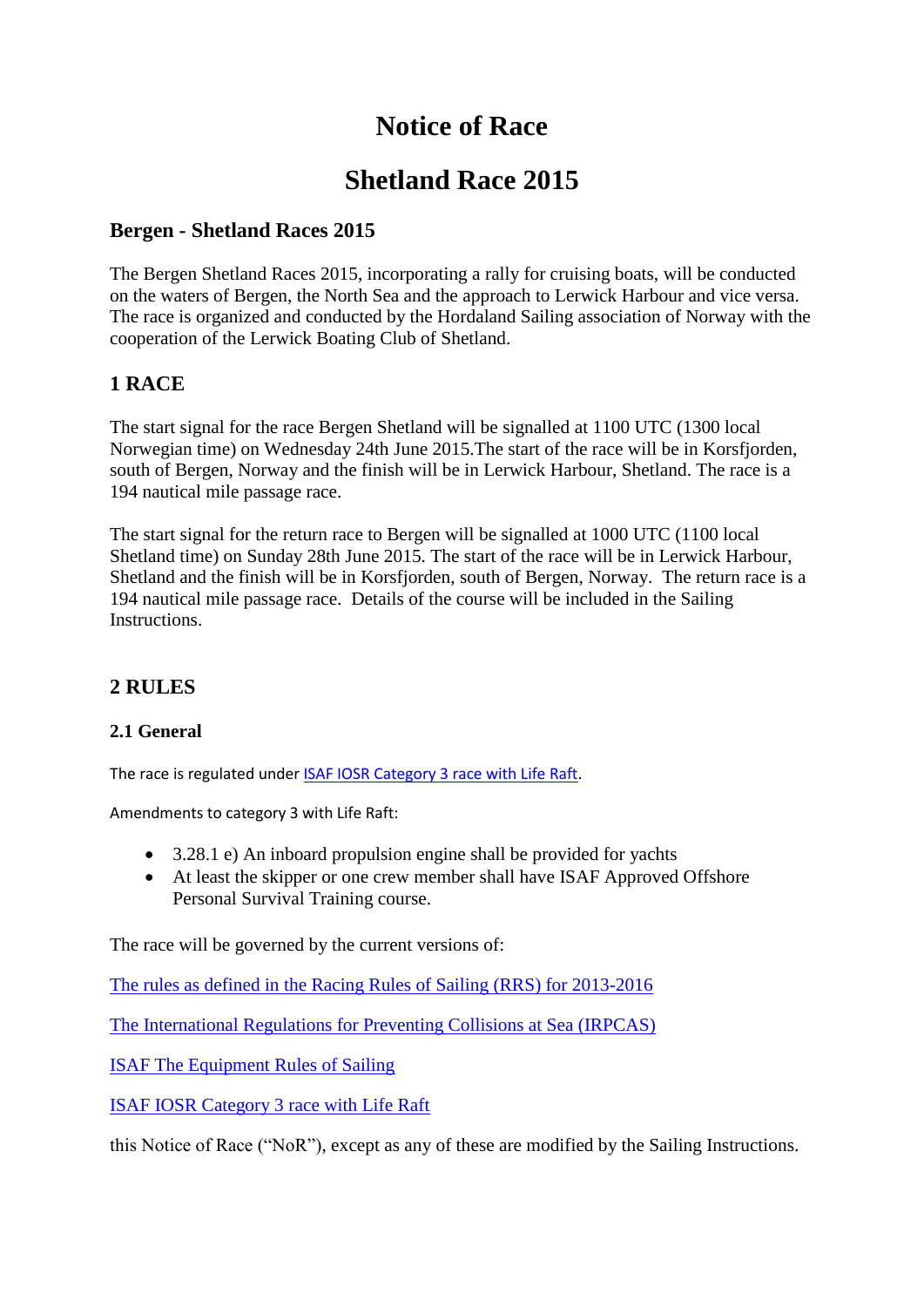# Notice of Race

# Shetland Race 2015

### Bergen - Shetland Races 2015

The Bergen Shetland Races 2015, incorporating a rally for cruising boats, will be conducted on the waters of Bergen, the North Sea and the approach to Lerwick Harbour and vice versa. The race is organized and conducted by the Hordaland Sailing association of Norway with the cooperation of the Lerwick Boating Club of Shetland.

## 1 RACE

The start signal for the race Bergen Shetland will be signalled at 1100 UTC (1300 local Norwegian time) on Wednesday 24th June 2015.The start of the race will be in Korsfjorden, south of Bergen, Norway and the finish will be in Lerwick Harbour, Shetland. The race is a 194 nautical mile passage race.

The start signal for the return race to Bergen will be signalled at 1000 UTC (1100 local Shetland time) on Sunday 28th June 2015. The start of the race will be in Lerwick Harbour, Shetland and the finish will be in Korsfjorden, south of Bergen, Norway. The return race is a 194 nautical mile passage race. Details of the course will be included in the Sailing Instructions.

## 2 RULES

### 2.1 General

The race is regulated under ISAF IOSR Category 3 race with Life Raft.

Amendments to category 3 with Life Raft:

- 3.28.1 e) An inboard propulsion engine shall be provided for yachts
- At least the skipper or one crew member shall have ISAF Approved Offshore Personal Survival Training course.

The race will be governed by the current versions of:

The rules as defined in the Racing Rules of Sailing (RRS) for 2013-2016

The International Regulations for Preventing Collisions at Sea (IRPCAS)

ISAF The Equipment Rules of Sailing

ISAF IOSR Category 3 race with Life Raft

this Notice of Race ("NoR"), except as any of these are modified by the Sailing Instructions.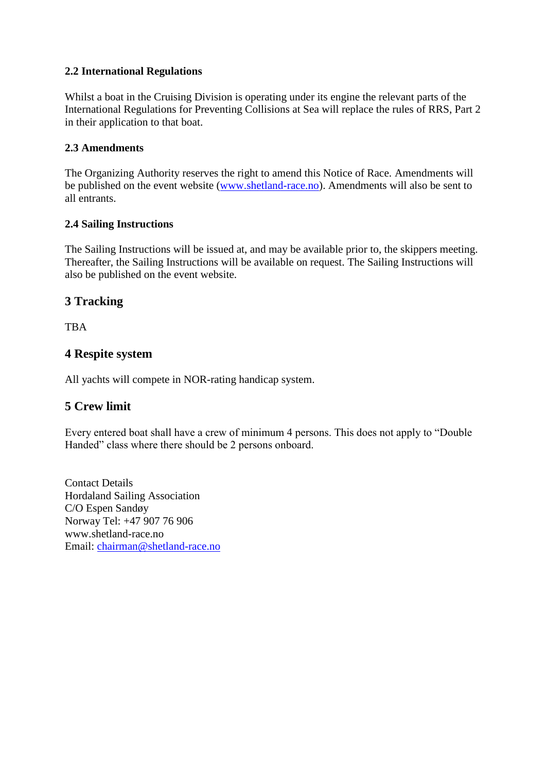### 2.2 International Regulations

Whilst a boat in the Cruising Division is operating under its engine the relevant parts of the International Regulations for Preventing Collisions at Sea will replace the rules of RRS, Part 2 in their application to that boat.

### 2.3 Amendments

The Organizing Authority reserves the right to amend this Notice of Race. Amendments will be published on the event website (www.shetland-race.no). Amendments will also be sent to all entrants.

### 2.4 Sailing Instructions

The Sailing Instructions will be issued at, and may be available prior to, the skippers meeting. Thereafter, the Sailing Instructions will be available on request. The Sailing Instructions will also be published on the event website.

## 3 Tracking

TBA

## 4 Respite system

All yachts will compete in NOR-rating handicap system.

## 5 Crew limit

Every entered boat shall have a crew of minimum 4 persons. This does not apply to "Double Handed" class where there should be 2 persons onboard.

Contact Details
Hordaland Sailing Association
C/O Espen Sandøy
Norway Tel: +47 907 76 906
www.shetland-race.no
Email: chairman@shetland-race.no